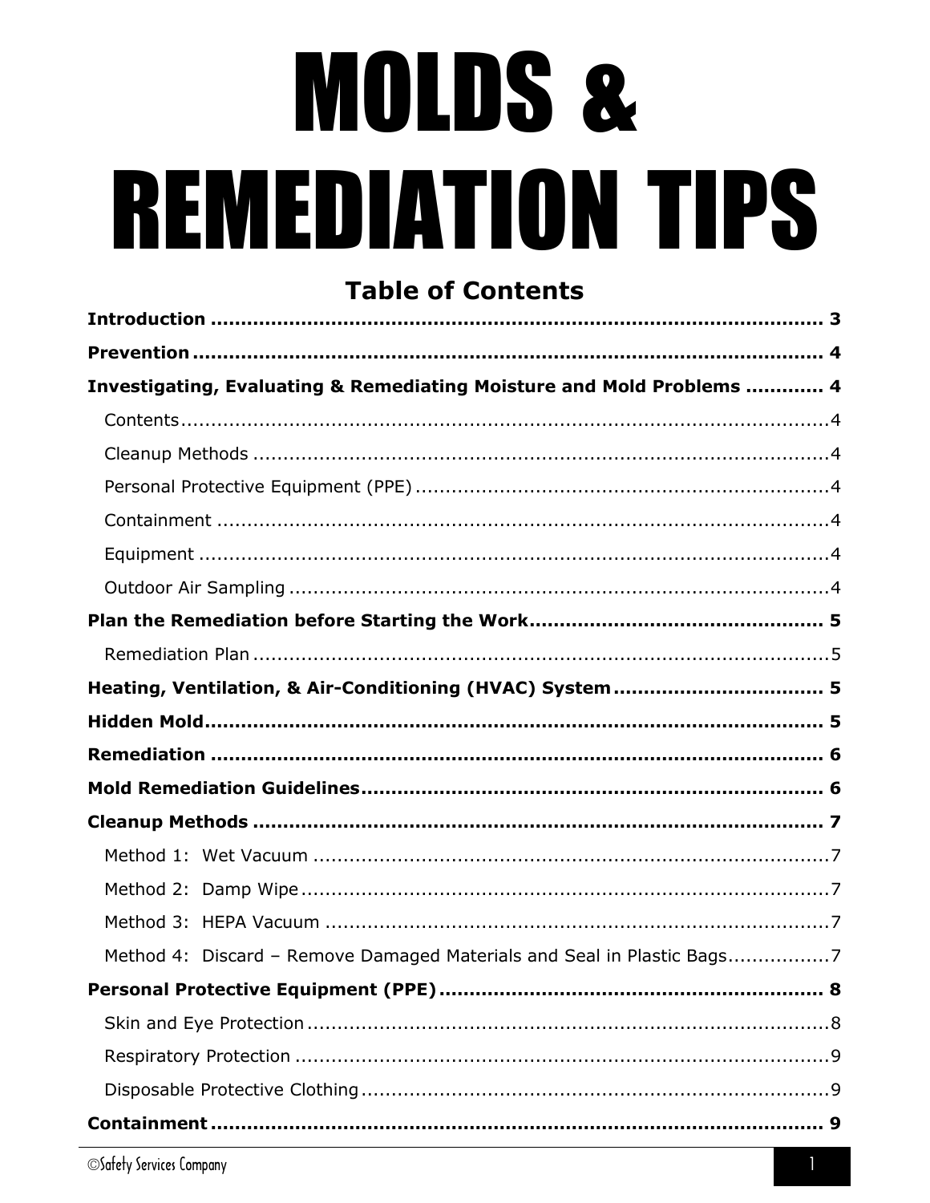# MOLDS & REMEDIATION TIPS

## Table of Contents

**Introduction** ........................................................................................ **3**

**Prevention** ........................................................................................... **4**

**Investigating, Evaluating & Remediating Moisture and Mold Problems** ............ **4**

- Contents ................................................................................................ 4
- Cleanup Methods .................................................................................... 4
- Personal Protective Equipment (PPE) ...................................................... 4
- Containment .......................................................................................... 4
- Equipment ............................................................................................. 4
- Outdoor Air Sampling ............................................................................. 4

**Plan the Remediation before Starting the Work** ............................................ **5**

- Remediation Plan .................................................................................... 5

**Heating, Ventilation, & Air-Conditioning (HVAC) System** .................................. **5**

**Hidden Mold** .......................................................................................... **5**

**Remediation** ........................................................................................... **6**

**Mold Remediation Guidelines** ................................................................... **6**

**Cleanup Methods** ................................................................................... **7**

- Method 1: Wet Vacuum ........................................................................... 7
- Method 2: Damp Wipe ............................................................................. 7
- Method 3: HEPA Vacuum ......................................................................... 7
- Method 4: Discard – Remove Damaged Materials and Seal in Plastic Bags ................ 7

**Personal Protective Equipment (PPE)** ........................................................ **8**

- Skin and Eye Protection .......................................................................... 8
- Respiratory Protection ............................................................................. 9
- Disposable Protective Clothing ................................................................. 9

**Containment** .......................................................................................... **9**

©Safety Services Company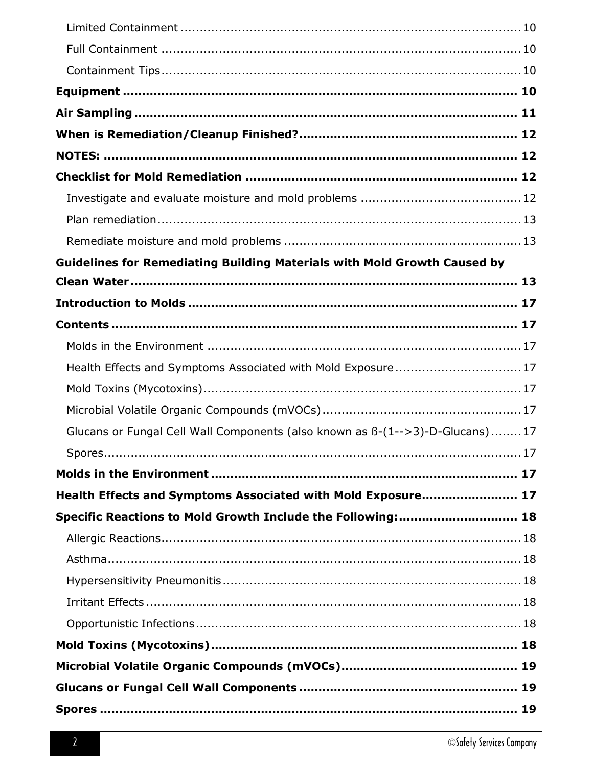Limited Containment ........................................................................................ 10

Full Containment ............................................................................................. 10

Containment Tips.............................................................................................. 10

**Equipment ......................................................................................................... 10**

**Air Sampling ....................................................................................................... 11**

**When is Remediation/Cleanup Finished?........................................................ 12**

**NOTES: ............................................................................................................... 12**

**Checklist for Mold Remediation ....................................................................... 12**

Investigate and evaluate moisture and mold problems .......................................... 12

Plan remediation................................................................................................ 13

Remediate moisture and mold problems .............................................................. 13

**Guidelines for Remediating Building Materials with Mold Growth Caused by Clean Water .......................................................................................................... 13**

**Introduction to Molds ....................................................................................... 17**

**Contents .............................................................................................................. 17**

Molds in the Environment ................................................................................... 17

Health Effects and Symptoms Associated with Mold Exposure ................................. 17

Mold Toxins (Mycotoxins).................................................................................... 17

Microbial Volatile Organic Compounds (mVOCs).................................................... 17

Glucans or Fungal Cell Wall Components (also known as ß-(1-->3)-D-Glucans) ........ 17

Spores............................................................................................................... 17

**Molds in the Environment ................................................................................. 17**

**Health Effects and Symptoms Associated with Mold Exposure........................ 17**

**Specific Reactions to Mold Growth Include the Following:.............................. 18**

Allergic Reactions............................................................................................... 18

Asthma.............................................................................................................. 18

Hypersensitivity Pneumonitis............................................................................... 18

Irritant Effects.................................................................................................... 18

Opportunistic Infections...................................................................................... 18

**Mold Toxins (Mycotoxins)................................................................................. 18**

**Microbial Volatile Organic Compounds (mVOCs)............................................. 19**

**Glucans or Fungal Cell Wall Components ........................................................ 19**

**Spores ................................................................................................................ 19**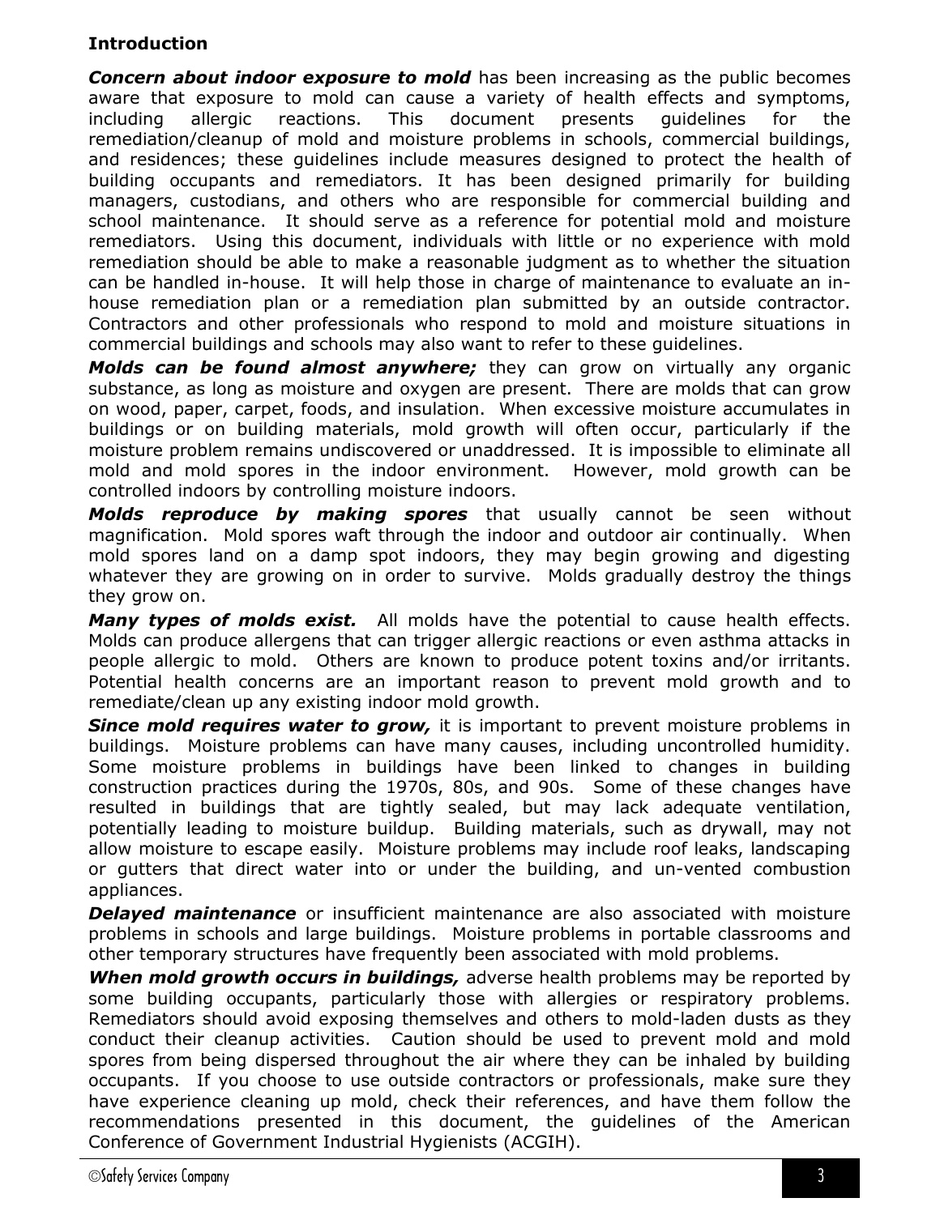## Introduction

***Concern about indoor exposure to mold*** has been increasing as the public becomes aware that exposure to mold can cause a variety of health effects and symptoms, including allergic reactions. This document presents guidelines for the remediation/cleanup of mold and moisture problems in schools, commercial buildings, and residences; these guidelines include measures designed to protect the health of building occupants and remediators. It has been designed primarily for building managers, custodians, and others who are responsible for commercial building and school maintenance. It should serve as a reference for potential mold and moisture remediators. Using this document, individuals with little or no experience with mold remediation should be able to make a reasonable judgment as to whether the situation can be handled in-house. It will help those in charge of maintenance to evaluate an in-house remediation plan or a remediation plan submitted by an outside contractor. Contractors and other professionals who respond to mold and moisture situations in commercial buildings and schools may also want to refer to these guidelines.

***Molds can be found almost anywhere;*** they can grow on virtually any organic substance, as long as moisture and oxygen are present. There are molds that can grow on wood, paper, carpet, foods, and insulation. When excessive moisture accumulates in buildings or on building materials, mold growth will often occur, particularly if the moisture problem remains undiscovered or unaddressed. It is impossible to eliminate all mold and mold spores in the indoor environment. However, mold growth can be controlled indoors by controlling moisture indoors.

***Molds reproduce by making spores*** that usually cannot be seen without magnification. Mold spores waft through the indoor and outdoor air continually. When mold spores land on a damp spot indoors, they may begin growing and digesting whatever they are growing on in order to survive. Molds gradually destroy the things they grow on.

***Many types of molds exist.*** All molds have the potential to cause health effects. Molds can produce allergens that can trigger allergic reactions or even asthma attacks in people allergic to mold. Others are known to produce potent toxins and/or irritants. Potential health concerns are an important reason to prevent mold growth and to remediate/clean up any existing indoor mold growth.

***Since mold requires water to grow,*** it is important to prevent moisture problems in buildings. Moisture problems can have many causes, including uncontrolled humidity. Some moisture problems in buildings have been linked to changes in building construction practices during the 1970s, 80s, and 90s. Some of these changes have resulted in buildings that are tightly sealed, but may lack adequate ventilation, potentially leading to moisture buildup. Building materials, such as drywall, may not allow moisture to escape easily. Moisture problems may include roof leaks, landscaping or gutters that direct water into or under the building, and un-vented combustion appliances.

***Delayed maintenance*** or insufficient maintenance are also associated with moisture problems in schools and large buildings. Moisture problems in portable classrooms and other temporary structures have frequently been associated with mold problems.

***When mold growth occurs in buildings,*** adverse health problems may be reported by some building occupants, particularly those with allergies or respiratory problems. Remediators should avoid exposing themselves and others to mold-laden dusts as they conduct their cleanup activities. Caution should be used to prevent mold and mold spores from being dispersed throughout the air where they can be inhaled by building occupants. If you choose to use outside contractors or professionals, make sure they have experience cleaning up mold, check their references, and have them follow the recommendations presented in this document, the guidelines of the American Conference of Government Industrial Hygienists (ACGIH).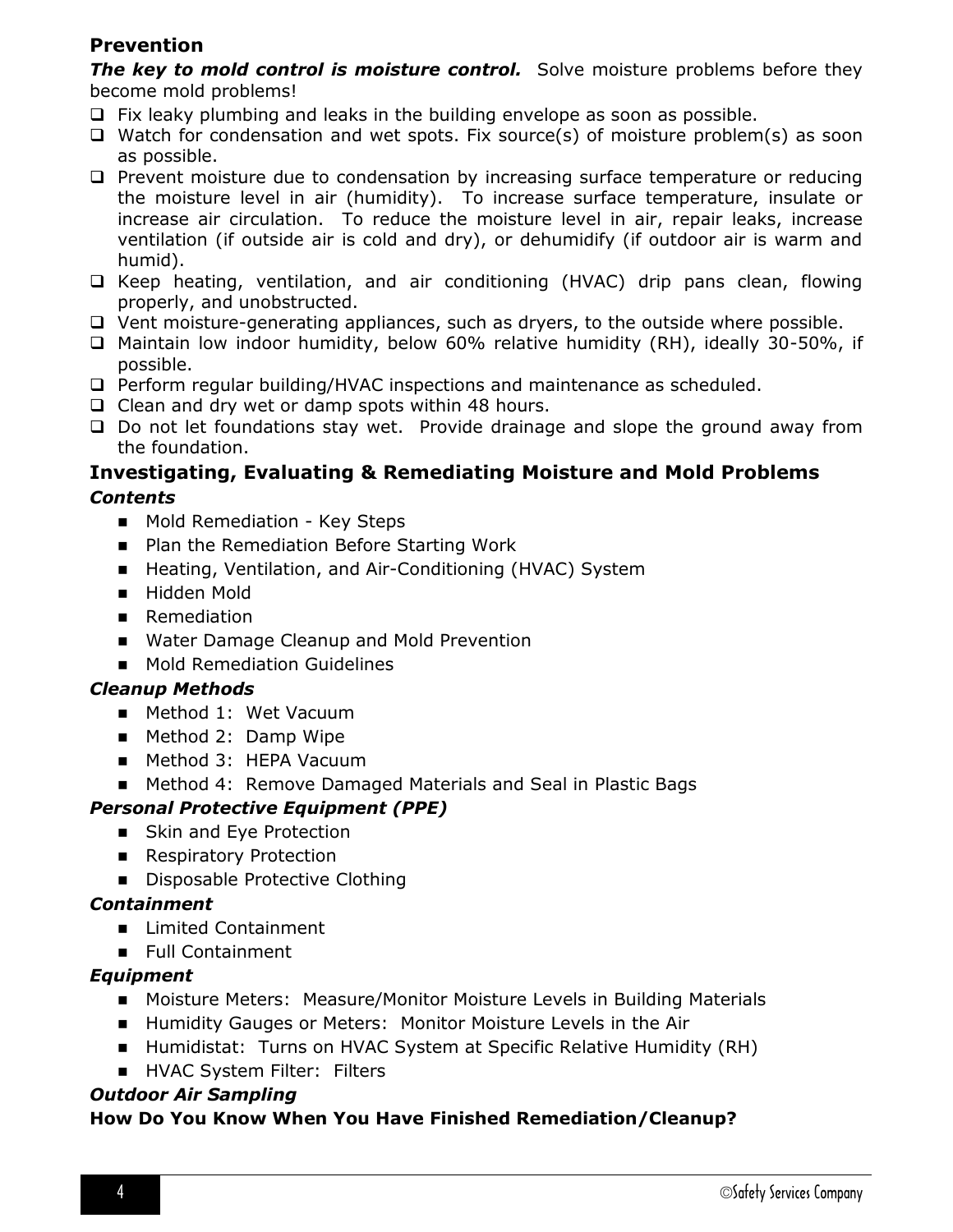## Prevention

***The key to mold control is moisture control.*** Solve moisture problems before they become mold problems!

- ☐ Fix leaky plumbing and leaks in the building envelope as soon as possible.
- ☐ Watch for condensation and wet spots. Fix source(s) of moisture problem(s) as soon as possible.
- ☐ Prevent moisture due to condensation by increasing surface temperature or reducing the moisture level in air (humidity). To increase surface temperature, insulate or increase air circulation. To reduce the moisture level in air, repair leaks, increase ventilation (if outside air is cold and dry), or dehumidify (if outdoor air is warm and humid).
- ☐ Keep heating, ventilation, and air conditioning (HVAC) drip pans clean, flowing properly, and unobstructed.
- ☐ Vent moisture-generating appliances, such as dryers, to the outside where possible.
- ☐ Maintain low indoor humidity, below 60% relative humidity (RH), ideally 30-50%, if possible.
- ☐ Perform regular building/HVAC inspections and maintenance as scheduled.
- ☐ Clean and dry wet or damp spots within 48 hours.
- ☐ Do not let foundations stay wet. Provide drainage and slope the ground away from the foundation.

## Investigating, Evaluating & Remediating Moisture and Mold Problems

### *Contents*

- Mold Remediation - Key Steps
- Plan the Remediation Before Starting Work
- Heating, Ventilation, and Air-Conditioning (HVAC) System
- Hidden Mold
- Remediation
- Water Damage Cleanup and Mold Prevention
- Mold Remediation Guidelines

### *Cleanup Methods*

- Method 1: Wet Vacuum
- Method 2: Damp Wipe
- Method 3: HEPA Vacuum
- Method 4: Remove Damaged Materials and Seal in Plastic Bags

### *Personal Protective Equipment (PPE)*

- Skin and Eye Protection
- Respiratory Protection
- Disposable Protective Clothing

### *Containment*

- Limited Containment
- Full Containment

### *Equipment*

- Moisture Meters: Measure/Monitor Moisture Levels in Building Materials
- Humidity Gauges or Meters: Monitor Moisture Levels in the Air
- Humidistat: Turns on HVAC System at Specific Relative Humidity (RH)
- HVAC System Filter: Filters

### *Outdoor Air Sampling*

**How Do You Know When You Have Finished Remediation/Cleanup?**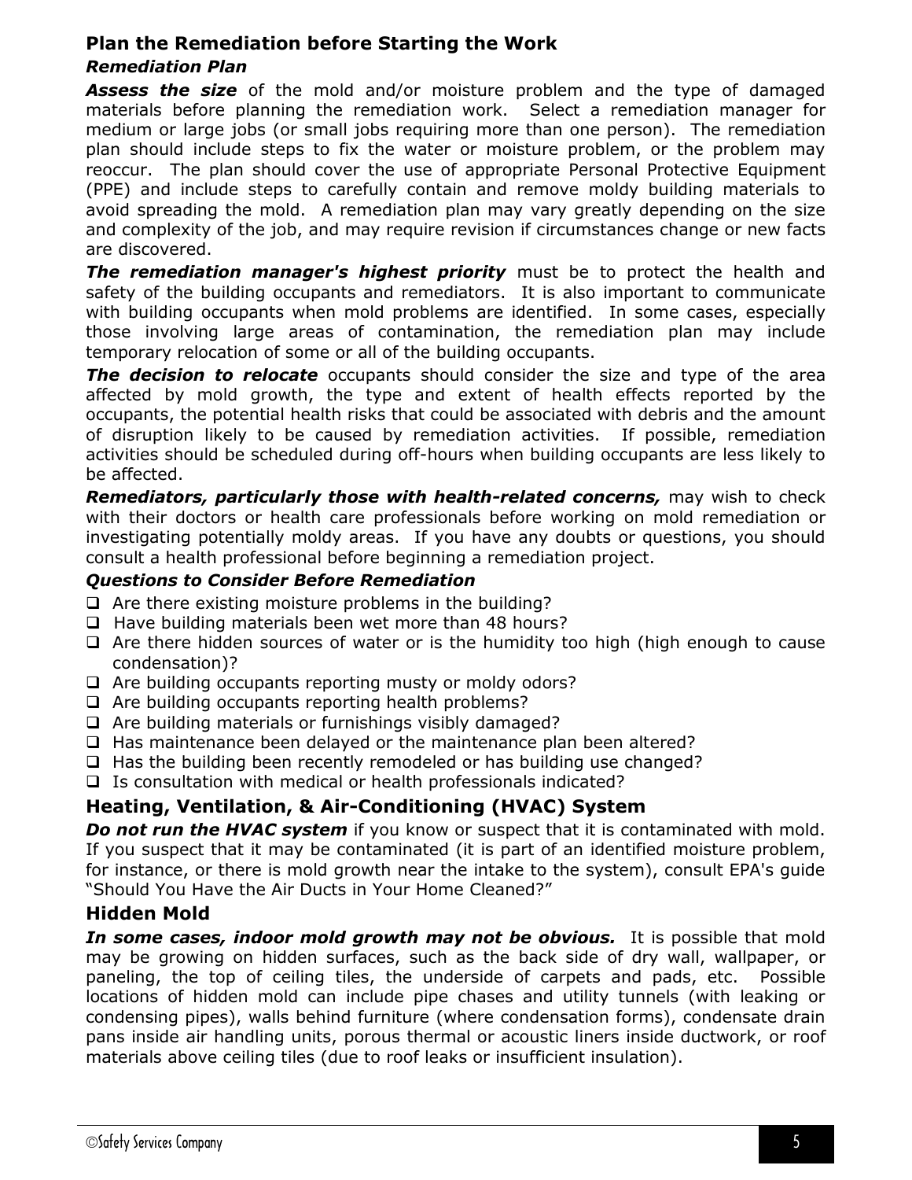## Plan the Remediation before Starting the Work

### *Remediation Plan*

***Assess the size*** of the mold and/or moisture problem and the type of damaged materials before planning the remediation work. Select a remediation manager for medium or large jobs (or small jobs requiring more than one person). The remediation plan should include steps to fix the water or moisture problem, or the problem may reoccur. The plan should cover the use of appropriate Personal Protective Equipment (PPE) and include steps to carefully contain and remove moldy building materials to avoid spreading the mold. A remediation plan may vary greatly depending on the size and complexity of the job, and may require revision if circumstances change or new facts are discovered.

***The remediation manager's highest priority*** must be to protect the health and safety of the building occupants and remediators. It is also important to communicate with building occupants when mold problems are identified. In some cases, especially those involving large areas of contamination, the remediation plan may include temporary relocation of some or all of the building occupants.

***The decision to relocate*** occupants should consider the size and type of the area affected by mold growth, the type and extent of health effects reported by the occupants, the potential health risks that could be associated with debris and the amount of disruption likely to be caused by remediation activities. If possible, remediation activities should be scheduled during off-hours when building occupants are less likely to be affected.

***Remediators, particularly those with health-related concerns,*** may wish to check with their doctors or health care professionals before working on mold remediation or investigating potentially moldy areas. If you have any doubts or questions, you should consult a health professional before beginning a remediation project.

### *Questions to Consider Before Remediation*

- ❑ Are there existing moisture problems in the building?
- ❑ Have building materials been wet more than 48 hours?
- ❑ Are there hidden sources of water or is the humidity too high (high enough to cause condensation)?
- ❑ Are building occupants reporting musty or moldy odors?
- ❑ Are building occupants reporting health problems?
- ❑ Are building materials or furnishings visibly damaged?
- ❑ Has maintenance been delayed or the maintenance plan been altered?
- ❑ Has the building been recently remodeled or has building use changed?
- ❑ Is consultation with medical or health professionals indicated?

## Heating, Ventilation, & Air-Conditioning (HVAC) System

***Do not run the HVAC system*** if you know or suspect that it is contaminated with mold. If you suspect that it may be contaminated (it is part of an identified moisture problem, for instance, or there is mold growth near the intake to the system), consult EPA's guide "Should You Have the Air Ducts in Your Home Cleaned?"

## Hidden Mold

***In some cases, indoor mold growth may not be obvious.*** It is possible that mold may be growing on hidden surfaces, such as the back side of dry wall, wallpaper, or paneling, the top of ceiling tiles, the underside of carpets and pads, etc. Possible locations of hidden mold can include pipe chases and utility tunnels (with leaking or condensing pipes), walls behind furniture (where condensation forms), condensate drain pans inside air handling units, porous thermal or acoustic liners inside ductwork, or roof materials above ceiling tiles (due to roof leaks or insufficient insulation).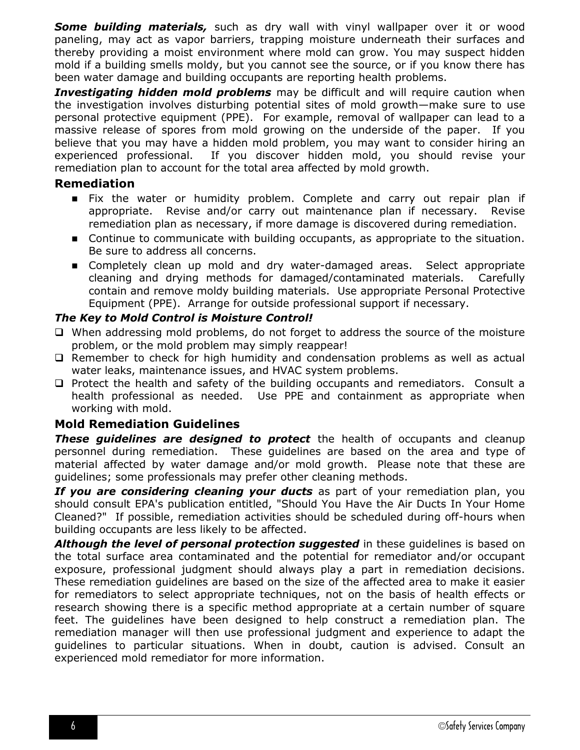***Some building materials,*** such as dry wall with vinyl wallpaper over it or wood paneling, may act as vapor barriers, trapping moisture underneath their surfaces and thereby providing a moist environment where mold can grow. You may suspect hidden mold if a building smells moldy, but you cannot see the source, or if you know there has been water damage and building occupants are reporting health problems.

***Investigating hidden mold problems*** may be difficult and will require caution when the investigation involves disturbing potential sites of mold growth—make sure to use personal protective equipment (PPE). For example, removal of wallpaper can lead to a massive release of spores from mold growing on the underside of the paper. If you believe that you may have a hidden mold problem, you may want to consider hiring an experienced professional. If you discover hidden mold, you should revise your remediation plan to account for the total area affected by mold growth.

## Remediation

- Fix the water or humidity problem. Complete and carry out repair plan if appropriate. Revise and/or carry out maintenance plan if necessary. Revise remediation plan as necessary, if more damage is discovered during remediation.
- Continue to communicate with building occupants, as appropriate to the situation. Be sure to address all concerns.
- Completely clean up mold and dry water-damaged areas. Select appropriate cleaning and drying methods for damaged/contaminated materials. Carefully contain and remove moldy building materials. Use appropriate Personal Protective Equipment (PPE). Arrange for outside professional support if necessary.

***The Key to Mold Control is Moisture Control!***

- When addressing mold problems, do not forget to address the source of the moisture problem, or the mold problem may simply reappear!
- Remember to check for high humidity and condensation problems as well as actual water leaks, maintenance issues, and HVAC system problems.
- Protect the health and safety of the building occupants and remediators. Consult a health professional as needed. Use PPE and containment as appropriate when working with mold.

## Mold Remediation Guidelines

***These guidelines are designed to protect*** the health of occupants and cleanup personnel during remediation. These guidelines are based on the area and type of material affected by water damage and/or mold growth. Please note that these are guidelines; some professionals may prefer other cleaning methods.

***If you are considering cleaning your ducts*** as part of your remediation plan, you should consult EPA's publication entitled, "Should You Have the Air Ducts In Your Home Cleaned?" If possible, remediation activities should be scheduled during off-hours when building occupants are less likely to be affected.

***Although the level of personal protection suggested*** in these guidelines is based on the total surface area contaminated and the potential for remediator and/or occupant exposure, professional judgment should always play a part in remediation decisions. These remediation guidelines are based on the size of the affected area to make it easier for remediators to select appropriate techniques, not on the basis of health effects or research showing there is a specific method appropriate at a certain number of square feet. The guidelines have been designed to help construct a remediation plan. The remediation manager will then use professional judgment and experience to adapt the guidelines to particular situations. When in doubt, caution is advised. Consult an experienced mold remediator for more information.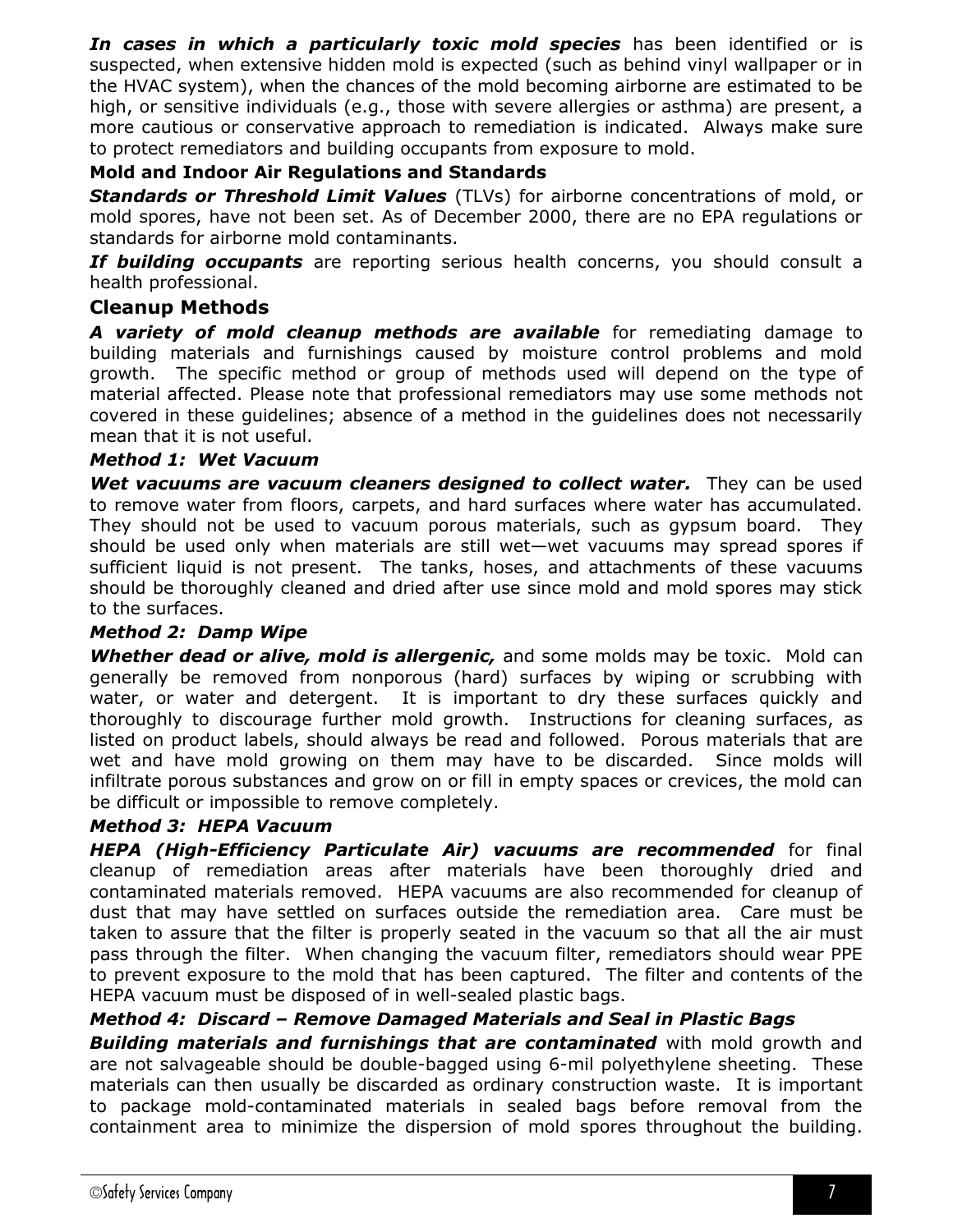***In cases in which a particularly toxic mold species*** has been identified or is suspected, when extensive hidden mold is expected (such as behind vinyl wallpaper or in the HVAC system), when the chances of the mold becoming airborne are estimated to be high, or sensitive individuals (e.g., those with severe allergies or asthma) are present, a more cautious or conservative approach to remediation is indicated. Always make sure to protect remediators and building occupants from exposure to mold.

**Mold and Indoor Air Regulations and Standards**

***Standards or Threshold Limit Values*** (TLVs) for airborne concentrations of mold, or mold spores, have not been set. As of December 2000, there are no EPA regulations or standards for airborne mold contaminants.

***If building occupants*** are reporting serious health concerns, you should consult a health professional.

## Cleanup Methods

***A variety of mold cleanup methods are available*** for remediating damage to building materials and furnishings caused by moisture control problems and mold growth. The specific method or group of methods used will depend on the type of material affected. Please note that professional remediators may use some methods not covered in these guidelines; absence of a method in the guidelines does not necessarily mean that it is not useful.

***Method 1: Wet Vacuum***

***Wet vacuums are vacuum cleaners designed to collect water.*** They can be used to remove water from floors, carpets, and hard surfaces where water has accumulated. They should not be used to vacuum porous materials, such as gypsum board. They should be used only when materials are still wet—wet vacuums may spread spores if sufficient liquid is not present. The tanks, hoses, and attachments of these vacuums should be thoroughly cleaned and dried after use since mold and mold spores may stick to the surfaces.

***Method 2: Damp Wipe***

***Whether dead or alive, mold is allergenic,*** and some molds may be toxic. Mold can generally be removed from nonporous (hard) surfaces by wiping or scrubbing with water, or water and detergent. It is important to dry these surfaces quickly and thoroughly to discourage further mold growth. Instructions for cleaning surfaces, as listed on product labels, should always be read and followed. Porous materials that are wet and have mold growing on them may have to be discarded. Since molds will infiltrate porous substances and grow on or fill in empty spaces or crevices, the mold can be difficult or impossible to remove completely.

***Method 3: HEPA Vacuum***

***HEPA (High-Efficiency Particulate Air) vacuums are recommended*** for final cleanup of remediation areas after materials have been thoroughly dried and contaminated materials removed. HEPA vacuums are also recommended for cleanup of dust that may have settled on surfaces outside the remediation area. Care must be taken to assure that the filter is properly seated in the vacuum so that all the air must pass through the filter. When changing the vacuum filter, remediators should wear PPE to prevent exposure to the mold that has been captured. The filter and contents of the HEPA vacuum must be disposed of in well-sealed plastic bags.

***Method 4: Discard – Remove Damaged Materials and Seal in Plastic Bags***

***Building materials and furnishings that are contaminated*** with mold growth and are not salvageable should be double-bagged using 6-mil polyethylene sheeting. These materials can then usually be discarded as ordinary construction waste. It is important to package mold-contaminated materials in sealed bags before removal from the containment area to minimize the dispersion of mold spores throughout the building.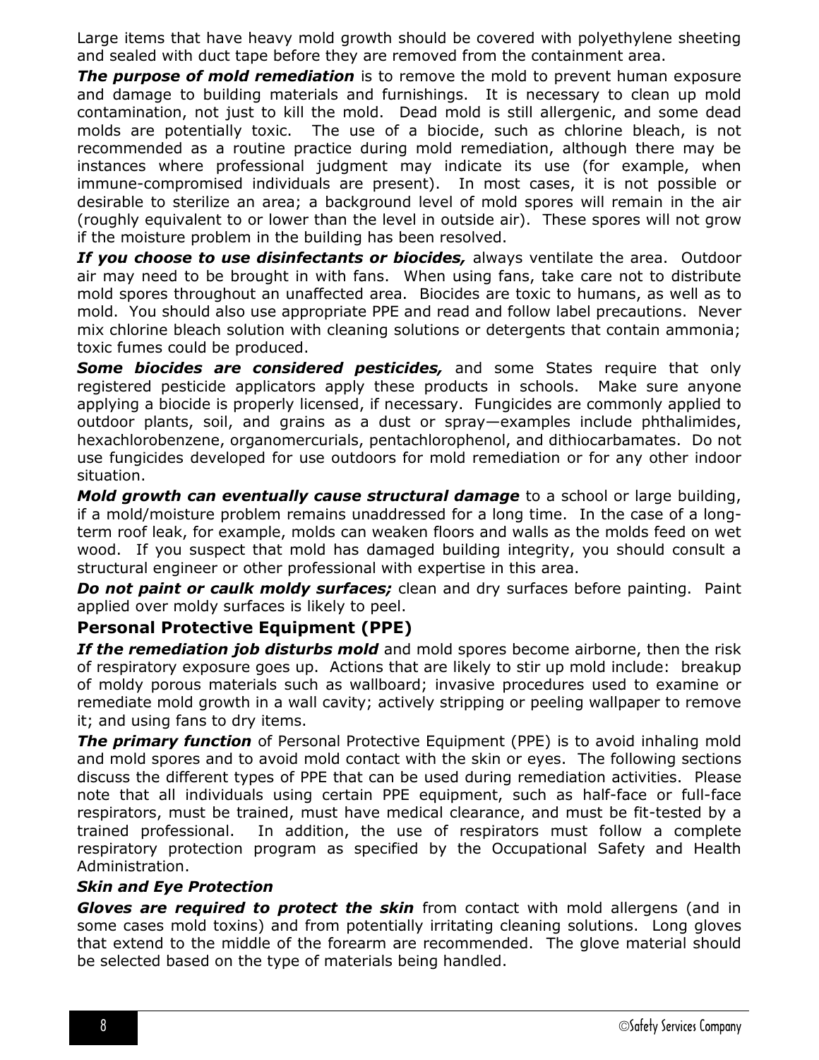Large items that have heavy mold growth should be covered with polyethylene sheeting and sealed with duct tape before they are removed from the containment area.

***The purpose of mold remediation*** is to remove the mold to prevent human exposure and damage to building materials and furnishings. It is necessary to clean up mold contamination, not just to kill the mold. Dead mold is still allergenic, and some dead molds are potentially toxic. The use of a biocide, such as chlorine bleach, is not recommended as a routine practice during mold remediation, although there may be instances where professional judgment may indicate its use (for example, when immune-compromised individuals are present). In most cases, it is not possible or desirable to sterilize an area; a background level of mold spores will remain in the air (roughly equivalent to or lower than the level in outside air). These spores will not grow if the moisture problem in the building has been resolved.

***If you choose to use disinfectants or biocides,*** always ventilate the area. Outdoor air may need to be brought in with fans. When using fans, take care not to distribute mold spores throughout an unaffected area. Biocides are toxic to humans, as well as to mold. You should also use appropriate PPE and read and follow label precautions. Never mix chlorine bleach solution with cleaning solutions or detergents that contain ammonia; toxic fumes could be produced.

***Some biocides are considered pesticides,*** and some States require that only registered pesticide applicators apply these products in schools. Make sure anyone applying a biocide is properly licensed, if necessary. Fungicides are commonly applied to outdoor plants, soil, and grains as a dust or spray—examples include phthalimides, hexachlorobenzene, organomercurials, pentachlorophenol, and dithiocarbamates. Do not use fungicides developed for use outdoors for mold remediation or for any other indoor situation.

***Mold growth can eventually cause structural damage*** to a school or large building, if a mold/moisture problem remains unaddressed for a long time. In the case of a long-term roof leak, for example, molds can weaken floors and walls as the molds feed on wet wood. If you suspect that mold has damaged building integrity, you should consult a structural engineer or other professional with expertise in this area.

***Do not paint or caulk moldy surfaces;*** clean and dry surfaces before painting. Paint applied over moldy surfaces is likely to peel.

## Personal Protective Equipment (PPE)

***If the remediation job disturbs mold*** and mold spores become airborne, then the risk of respiratory exposure goes up. Actions that are likely to stir up mold include: breakup of moldy porous materials such as wallboard; invasive procedures used to examine or remediate mold growth in a wall cavity; actively stripping or peeling wallpaper to remove it; and using fans to dry items.

***The primary function*** of Personal Protective Equipment (PPE) is to avoid inhaling mold and mold spores and to avoid mold contact with the skin or eyes. The following sections discuss the different types of PPE that can be used during remediation activities. Please note that all individuals using certain PPE equipment, such as half-face or full-face respirators, must be trained, must have medical clearance, and must be fit-tested by a trained professional. In addition, the use of respirators must follow a complete respiratory protection program as specified by the Occupational Safety and Health Administration.

### *Skin and Eye Protection*

***Gloves are required to protect the skin*** from contact with mold allergens (and in some cases mold toxins) and from potentially irritating cleaning solutions. Long gloves that extend to the middle of the forearm are recommended. The glove material should be selected based on the type of materials being handled.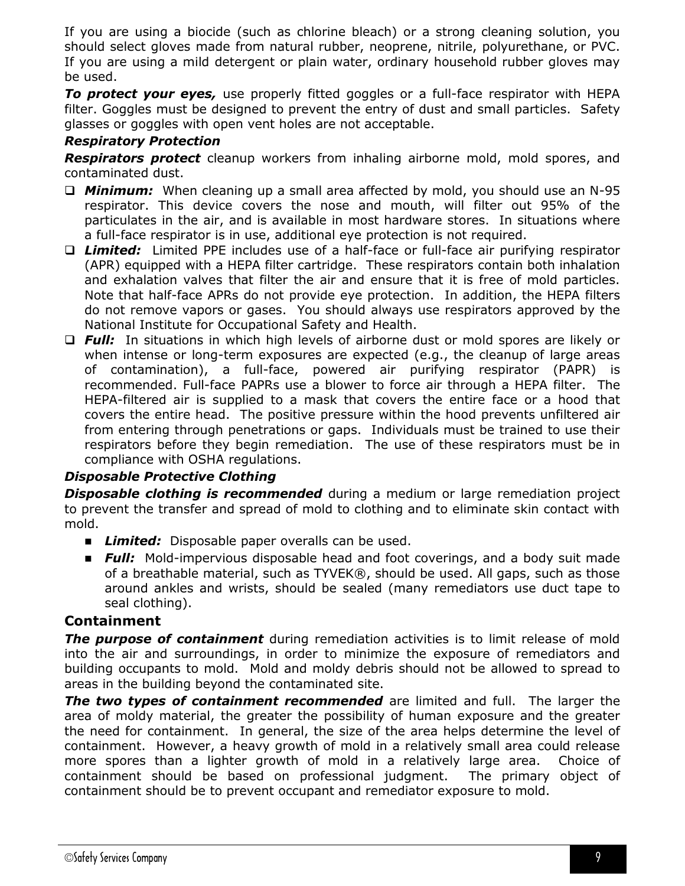If you are using a biocide (such as chlorine bleach) or a strong cleaning solution, you should select gloves made from natural rubber, neoprene, nitrile, polyurethane, or PVC. If you are using a mild detergent or plain water, ordinary household rubber gloves may be used.

***To protect your eyes,*** use properly fitted goggles or a full-face respirator with HEPA filter. Goggles must be designed to prevent the entry of dust and small particles. Safety glasses or goggles with open vent holes are not acceptable.

***Respiratory Protection***

***Respirators protect*** cleanup workers from inhaling airborne mold, mold spores, and contaminated dust.

- ***Minimum:*** When cleaning up a small area affected by mold, you should use an N-95 respirator. This device covers the nose and mouth, will filter out 95% of the particulates in the air, and is available in most hardware stores. In situations where a full-face respirator is in use, additional eye protection is not required.
- ***Limited:*** Limited PPE includes use of a half-face or full-face air purifying respirator (APR) equipped with a HEPA filter cartridge. These respirators contain both inhalation and exhalation valves that filter the air and ensure that it is free of mold particles. Note that half-face APRs do not provide eye protection. In addition, the HEPA filters do not remove vapors or gases. You should always use respirators approved by the National Institute for Occupational Safety and Health.
- ***Full:*** In situations in which high levels of airborne dust or mold spores are likely or when intense or long-term exposures are expected (e.g., the cleanup of large areas of contamination), a full-face, powered air purifying respirator (PAPR) is recommended. Full-face PAPRs use a blower to force air through a HEPA filter. The HEPA-filtered air is supplied to a mask that covers the entire face or a hood that covers the entire head. The positive pressure within the hood prevents unfiltered air from entering through penetrations or gaps. Individuals must be trained to use their respirators before they begin remediation. The use of these respirators must be in compliance with OSHA regulations.

***Disposable Protective Clothing***

***Disposable clothing is recommended*** during a medium or large remediation project to prevent the transfer and spread of mold to clothing and to eliminate skin contact with mold.

- ***Limited:*** Disposable paper overalls can be used.
- ***Full:*** Mold-impervious disposable head and foot coverings, and a body suit made of a breathable material, such as TYVEK®, should be used. All gaps, such as those around ankles and wrists, should be sealed (many remediators use duct tape to seal clothing).

## Containment

***The purpose of containment*** during remediation activities is to limit release of mold into the air and surroundings, in order to minimize the exposure of remediators and building occupants to mold. Mold and moldy debris should not be allowed to spread to areas in the building beyond the contaminated site.

***The two types of containment recommended*** are limited and full. The larger the area of moldy material, the greater the possibility of human exposure and the greater the need for containment. In general, the size of the area helps determine the level of containment. However, a heavy growth of mold in a relatively small area could release more spores than a lighter growth of mold in a relatively large area. Choice of containment should be based on professional judgment. The primary object of containment should be to prevent occupant and remediator exposure to mold.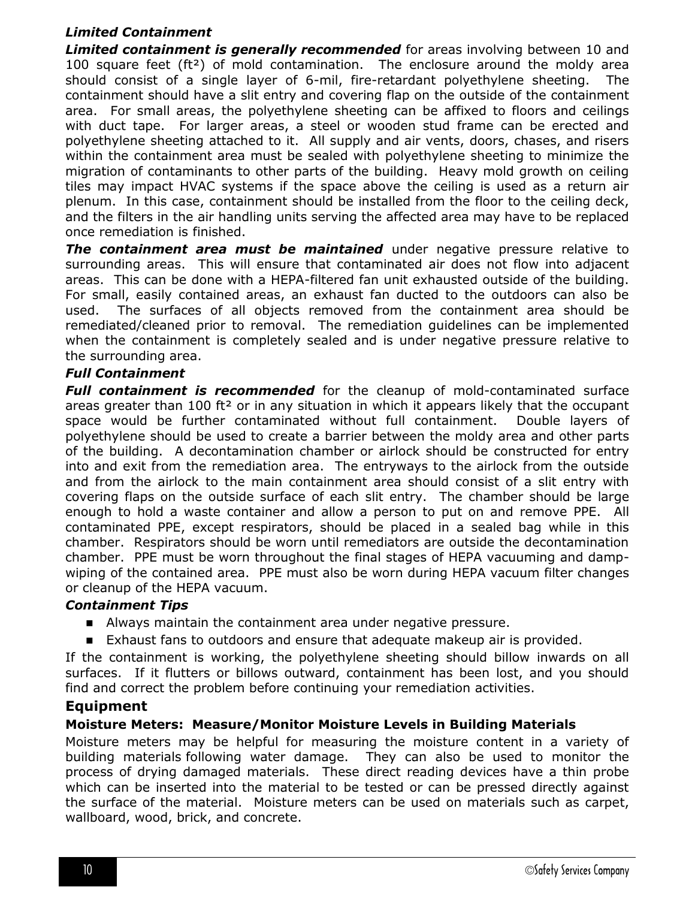### *Limited Containment*

***Limited containment is generally recommended*** for areas involving between 10 and 100 square feet ($ft^2$) of mold contamination. The enclosure around the moldy area should consist of a single layer of 6-mil, fire-retardant polyethylene sheeting. The containment should have a slit entry and covering flap on the outside of the containment area. For small areas, the polyethylene sheeting can be affixed to floors and ceilings with duct tape. For larger areas, a steel or wooden stud frame can be erected and polyethylene sheeting attached to it. All supply and air vents, doors, chases, and risers within the containment area must be sealed with polyethylene sheeting to minimize the migration of contaminants to other parts of the building. Heavy mold growth on ceiling tiles may impact HVAC systems if the space above the ceiling is used as a return air plenum. In this case, containment should be installed from the floor to the ceiling deck, and the filters in the air handling units serving the affected area may have to be replaced once remediation is finished.

***The containment area must be maintained*** under negative pressure relative to surrounding areas. This will ensure that contaminated air does not flow into adjacent areas. This can be done with a HEPA-filtered fan unit exhausted outside of the building. For small, easily contained areas, an exhaust fan ducted to the outdoors can also be used. The surfaces of all objects removed from the containment area should be remediated/cleaned prior to removal. The remediation guidelines can be implemented when the containment is completely sealed and is under negative pressure relative to the surrounding area.

### *Full Containment*

***Full containment is recommended*** for the cleanup of mold-contaminated surface areas greater than 100 $ft^2$ or in any situation in which it appears likely that the occupant space would be further contaminated without full containment. Double layers of polyethylene should be used to create a barrier between the moldy area and other parts of the building. A decontamination chamber or airlock should be constructed for entry into and exit from the remediation area. The entryways to the airlock from the outside and from the airlock to the main containment area should consist of a slit entry with covering flaps on the outside surface of each slit entry. The chamber should be large enough to hold a waste container and allow a person to put on and remove PPE. All contaminated PPE, except respirators, should be placed in a sealed bag while in this chamber. Respirators should be worn until remediators are outside the decontamination chamber. PPE must be worn throughout the final stages of HEPA vacuuming and damp-wiping of the contained area. PPE must also be worn during HEPA vacuum filter changes or cleanup of the HEPA vacuum.

### *Containment Tips*

- Always maintain the containment area under negative pressure.
- Exhaust fans to outdoors and ensure that adequate makeup air is provided.

If the containment is working, the polyethylene sheeting should billow inwards on all surfaces. If it flutters or billows outward, containment has been lost, and you should find and correct the problem before continuing your remediation activities.

## Equipment

### Moisture Meters: Measure/Monitor Moisture Levels in Building Materials

Moisture meters may be helpful for measuring the moisture content in a variety of building materials following water damage. They can also be used to monitor the process of drying damaged materials. These direct reading devices have a thin probe which can be inserted into the material to be tested or can be pressed directly against the surface of the material. Moisture meters can be used on materials such as carpet, wallboard, wood, brick, and concrete.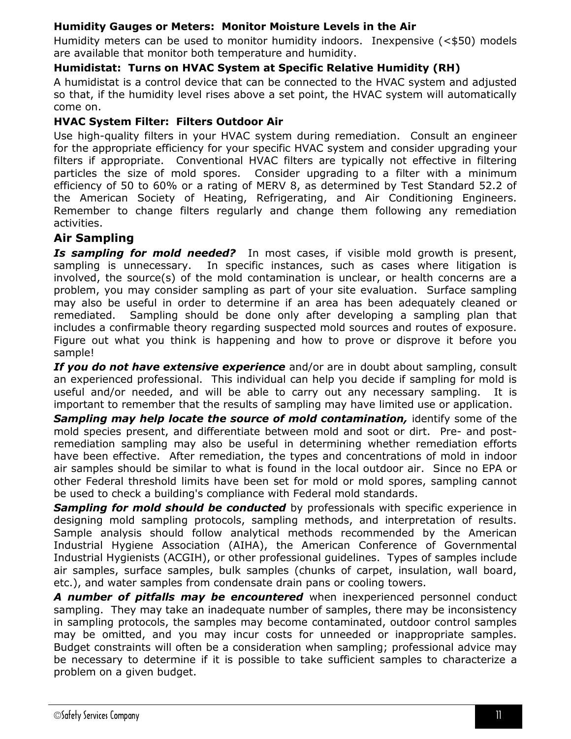**Humidity Gauges or Meters: Monitor Moisture Levels in the Air**

Humidity meters can be used to monitor humidity indoors. Inexpensive (<$50) models are available that monitor both temperature and humidity.

**Humidistat: Turns on HVAC System at Specific Relative Humidity (RH)**

A humidistat is a control device that can be connected to the HVAC system and adjusted so that, if the humidity level rises above a set point, the HVAC system will automatically come on.

**HVAC System Filter: Filters Outdoor Air**

Use high-quality filters in your HVAC system during remediation. Consult an engineer for the appropriate efficiency for your specific HVAC system and consider upgrading your filters if appropriate. Conventional HVAC filters are typically not effective in filtering particles the size of mold spores. Consider upgrading to a filter with a minimum efficiency of 50 to 60% or a rating of MERV 8, as determined by Test Standard 52.2 of the American Society of Heating, Refrigerating, and Air Conditioning Engineers. Remember to change filters regularly and change them following any remediation activities.

## Air Sampling

***Is sampling for mold needed?*** In most cases, if visible mold growth is present, sampling is unnecessary. In specific instances, such as cases where litigation is involved, the source(s) of the mold contamination is unclear, or health concerns are a problem, you may consider sampling as part of your site evaluation. Surface sampling may also be useful in order to determine if an area has been adequately cleaned or remediated. Sampling should be done only after developing a sampling plan that includes a confirmable theory regarding suspected mold sources and routes of exposure. Figure out what you think is happening and how to prove or disprove it before you sample!

***If you do not have extensive experience*** and/or are in doubt about sampling, consult an experienced professional. This individual can help you decide if sampling for mold is useful and/or needed, and will be able to carry out any necessary sampling. It is important to remember that the results of sampling may have limited use or application.

***Sampling may help locate the source of mold contamination,*** identify some of the mold species present, and differentiate between mold and soot or dirt. Pre- and post-remediation sampling may also be useful in determining whether remediation efforts have been effective. After remediation, the types and concentrations of mold in indoor air samples should be similar to what is found in the local outdoor air. Since no EPA or other Federal threshold limits have been set for mold or mold spores, sampling cannot be used to check a building's compliance with Federal mold standards.

***Sampling for mold should be conducted*** by professionals with specific experience in designing mold sampling protocols, sampling methods, and interpretation of results. Sample analysis should follow analytical methods recommended by the American Industrial Hygiene Association (AIHA), the American Conference of Governmental Industrial Hygienists (ACGIH), or other professional guidelines. Types of samples include air samples, surface samples, bulk samples (chunks of carpet, insulation, wall board, etc.), and water samples from condensate drain pans or cooling towers.

***A number of pitfalls may be encountered*** when inexperienced personnel conduct sampling. They may take an inadequate number of samples, there may be inconsistency in sampling protocols, the samples may become contaminated, outdoor control samples may be omitted, and you may incur costs for unneeded or inappropriate samples. Budget constraints will often be a consideration when sampling; professional advice may be necessary to determine if it is possible to take sufficient samples to characterize a problem on a given budget.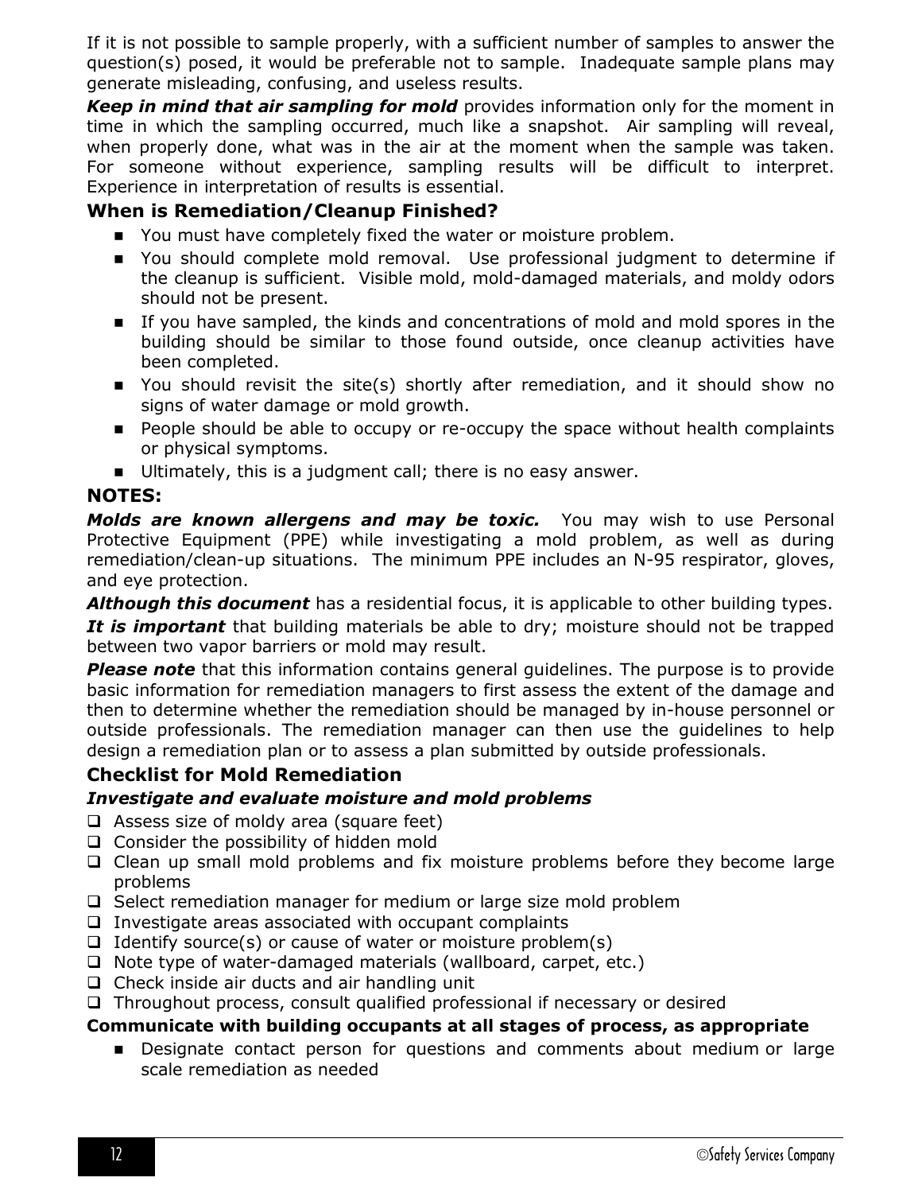If it is not possible to sample properly, with a sufficient number of samples to answer the question(s) posed, it would be preferable not to sample. Inadequate sample plans may generate misleading, confusing, and useless results.

***Keep in mind that air sampling for mold*** provides information only for the moment in time in which the sampling occurred, much like a snapshot. Air sampling will reveal, when properly done, what was in the air at the moment when the sample was taken. For someone without experience, sampling results will be difficult to interpret. Experience in interpretation of results is essential.

## When is Remediation/Cleanup Finished?

- You must have completely fixed the water or moisture problem.
- You should complete mold removal. Use professional judgment to determine if the cleanup is sufficient. Visible mold, mold-damaged materials, and moldy odors should not be present.
- If you have sampled, the kinds and concentrations of mold and mold spores in the building should be similar to those found outside, once cleanup activities have been completed.
- You should revisit the site(s) shortly after remediation, and it should show no signs of water damage or mold growth.
- People should be able to occupy or re-occupy the space without health complaints or physical symptoms.
- Ultimately, this is a judgment call; there is no easy answer.

## NOTES:

***Molds are known allergens and may be toxic.*** You may wish to use Personal Protective Equipment (PPE) while investigating a mold problem, as well as during remediation/clean-up situations. The minimum PPE includes an N-95 respirator, gloves, and eye protection.

***Although this document*** has a residential focus, it is applicable to other building types.

***It is important*** that building materials be able to dry; moisture should not be trapped between two vapor barriers or mold may result.

***Please note*** that this information contains general guidelines. The purpose is to provide basic information for remediation managers to first assess the extent of the damage and then to determine whether the remediation should be managed by in-house personnel or outside professionals. The remediation manager can then use the guidelines to help design a remediation plan or to assess a plan submitted by outside professionals.

## Checklist for Mold Remediation

### *Investigate and evaluate moisture and mold problems*

- ☐ Assess size of moldy area (square feet)
- ☐ Consider the possibility of hidden mold
- ☐ Clean up small mold problems and fix moisture problems before they become large problems
- ☐ Select remediation manager for medium or large size mold problem
- ☐ Investigate areas associated with occupant complaints
- ☐ Identify source(s) or cause of water or moisture problem(s)
- ☐ Note type of water-damaged materials (wallboard, carpet, etc.)
- ☐ Check inside air ducts and air handling unit
- ☐ Throughout process, consult qualified professional if necessary or desired

### Communicate with building occupants at all stages of process, as appropriate

- Designate contact person for questions and comments about medium or large scale remediation as needed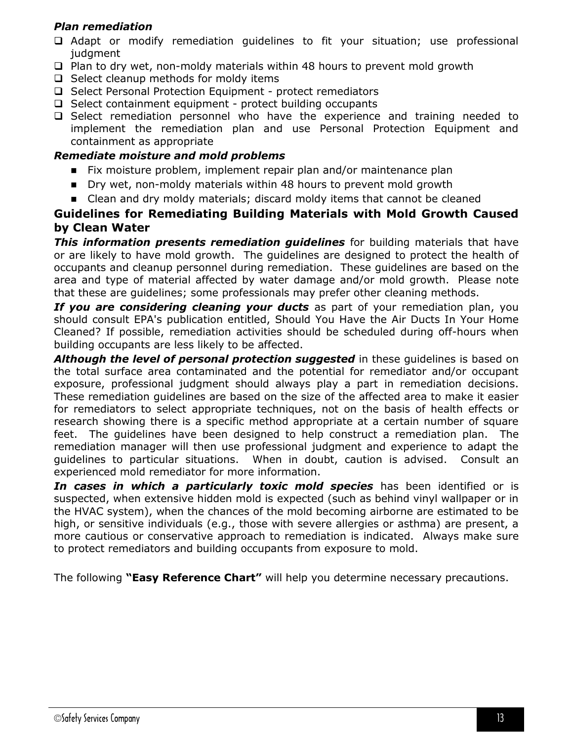***Plan remediation***

- ❑ Adapt or modify remediation guidelines to fit your situation; use professional judgment
- ❑ Plan to dry wet, non-moldy materials within 48 hours to prevent mold growth
- ❑ Select cleanup methods for moldy items
- ❑ Select Personal Protection Equipment - protect remediators
- ❑ Select containment equipment - protect building occupants
- ❑ Select remediation personnel who have the experience and training needed to implement the remediation plan and use Personal Protection Equipment and containment as appropriate

***Remediate moisture and mold problems***

- Fix moisture problem, implement repair plan and/or maintenance plan
- Dry wet, non-moldy materials within 48 hours to prevent mold growth
- Clean and dry moldy materials; discard moldy items that cannot be cleaned

## Guidelines for Remediating Building Materials with Mold Growth Caused by Clean Water

***This information presents remediation guidelines*** for building materials that have or are likely to have mold growth. The guidelines are designed to protect the health of occupants and cleanup personnel during remediation. These guidelines are based on the area and type of material affected by water damage and/or mold growth. Please note that these are guidelines; some professionals may prefer other cleaning methods.

***If you are considering cleaning your ducts*** as part of your remediation plan, you should consult EPA's publication entitled, Should You Have the Air Ducts In Your Home Cleaned? If possible, remediation activities should be scheduled during off-hours when building occupants are less likely to be affected.

***Although the level of personal protection suggested*** in these guidelines is based on the total surface area contaminated and the potential for remediator and/or occupant exposure, professional judgment should always play a part in remediation decisions. These remediation guidelines are based on the size of the affected area to make it easier for remediators to select appropriate techniques, not on the basis of health effects or research showing there is a specific method appropriate at a certain number of square feet. The guidelines have been designed to help construct a remediation plan. The remediation manager will then use professional judgment and experience to adapt the guidelines to particular situations. When in doubt, caution is advised. Consult an experienced mold remediator for more information.

***In cases in which a particularly toxic mold species*** has been identified or is suspected, when extensive hidden mold is expected (such as behind vinyl wallpaper or in the HVAC system), when the chances of the mold becoming airborne are estimated to be high, or sensitive individuals (e.g., those with severe allergies or asthma) are present, a more cautious or conservative approach to remediation is indicated. Always make sure to protect remediators and building occupants from exposure to mold.

The following **"Easy Reference Chart"** will help you determine necessary precautions.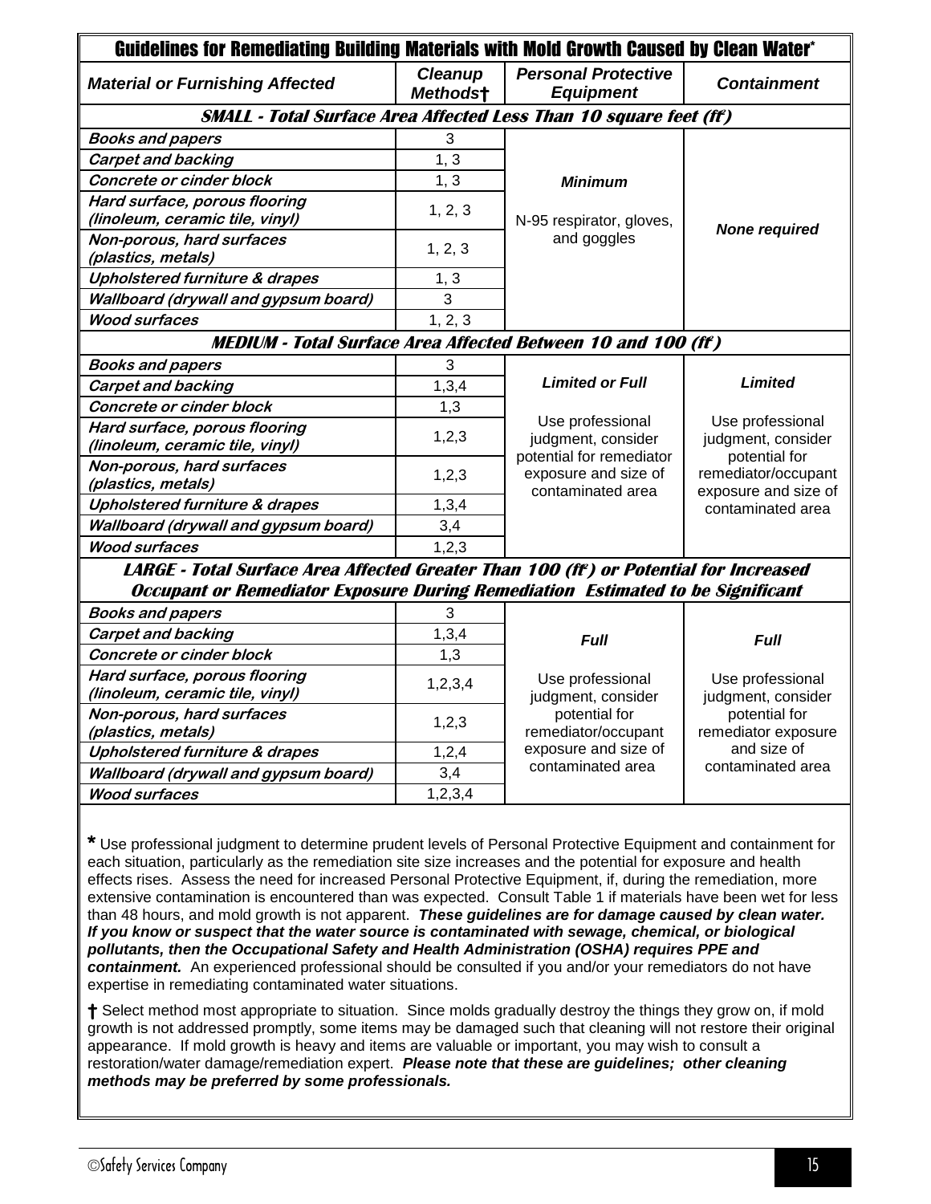## Guidelines for Remediating Building Materials with Mold Growth Caused by Clean Water*

| Material or Furnishing Affected | Cleanup Methods† | Personal Protective Equipment | Containment |
|---|---|---|---|
| ***SMALL - Total Surface Area Affected Less Than 10 square feet (ft²)*** | | | |
| *Books and papers* | 3 | ***Minimum*** N-95 respirator, gloves, and goggles | ***None required*** |
| *Carpet and backing* | 1, 3 | | |
| *Concrete or cinder block* | 1, 3 | | |
| *Hard surface, porous flooring (linoleum, ceramic tile, vinyl)* | 1, 2, 3 | | |
| *Non-porous, hard surfaces (plastics, metals)* | 1, 2, 3 | | |
| *Upholstered furniture & drapes* | 1, 3 | | |
| *Wallboard (drywall and gypsum board)* | 3 | | |
| *Wood surfaces* | 1, 2, 3 | | |
| ***MEDIUM - Total Surface Area Affected Between 10 and 100 (ft²)*** | | | |
| *Books and papers* | 3 | ***Limited or Full*** Use professional judgment, consider potential for remediator exposure and size of contaminated area | ***Limited*** Use professional judgment, consider potential for remediator/occupant exposure and size of contaminated area |
| *Carpet and backing* | 1,3,4 | | |
| *Concrete or cinder block* | 1,3 | | |
| *Hard surface, porous flooring (linoleum, ceramic tile, vinyl)* | 1,2,3 | | |
| *Non-porous, hard surfaces (plastics, metals)* | 1,2,3 | | |
| *Upholstered furniture & drapes* | 1,3,4 | | |
| *Wallboard (drywall and gypsum board)* | 3,4 | | |
| *Wood surfaces* | 1,2,3 | | |
| ***LARGE - Total Surface Area Affected Greater Than 100 (ft²) or Potential for Increased Occupant or Remediator Exposure During Remediation Estimated to be Significant*** | | | |
| *Books and papers* | 3 | ***Full*** Use professional judgment, consider potential for remediator/occupant exposure and size of contaminated area | ***Full*** Use professional judgment, consider potential for remediator exposure and size of contaminated area |
| *Carpet and backing* | 1,3,4 | | |
| *Concrete or cinder block* | 1,3 | | |
| *Hard surface, porous flooring (linoleum, ceramic tile, vinyl)* | 1,2,3,4 | | |
| *Non-porous, hard surfaces (plastics, metals)* | 1,2,3 | | |
| *Upholstered furniture & drapes* | 1,2,4 | | |
| *Wallboard (drywall and gypsum board)* | 3,4 | | |
| *Wood surfaces* | 1,2,3,4 | | |

**\*** Use professional judgment to determine prudent levels of Personal Protective Equipment and containment for each situation, particularly as the remediation site size increases and the potential for exposure and health effects rises. Assess the need for increased Personal Protective Equipment, if, during the remediation, more extensive contamination is encountered than was expected. Consult Table 1 if materials have been wet for less than 48 hours, and mold growth is not apparent. ***These guidelines are for damage caused by clean water. If you know or suspect that the water source is contaminated with sewage, chemical, or biological pollutants, then the Occupational Safety and Health Administration (OSHA) requires PPE and containment.*** An experienced professional should be consulted if you and/or your remediators do not have expertise in remediating contaminated water situations.

**†** Select method most appropriate to situation. Since molds gradually destroy the things they grow on, if mold growth is not addressed promptly, some items may be damaged such that cleaning will not restore their original appearance. If mold growth is heavy and items are valuable or important, you may wish to consult a restoration/water damage/remediation expert. ***Please note that these are guidelines; other cleaning methods may be preferred by some professionals.***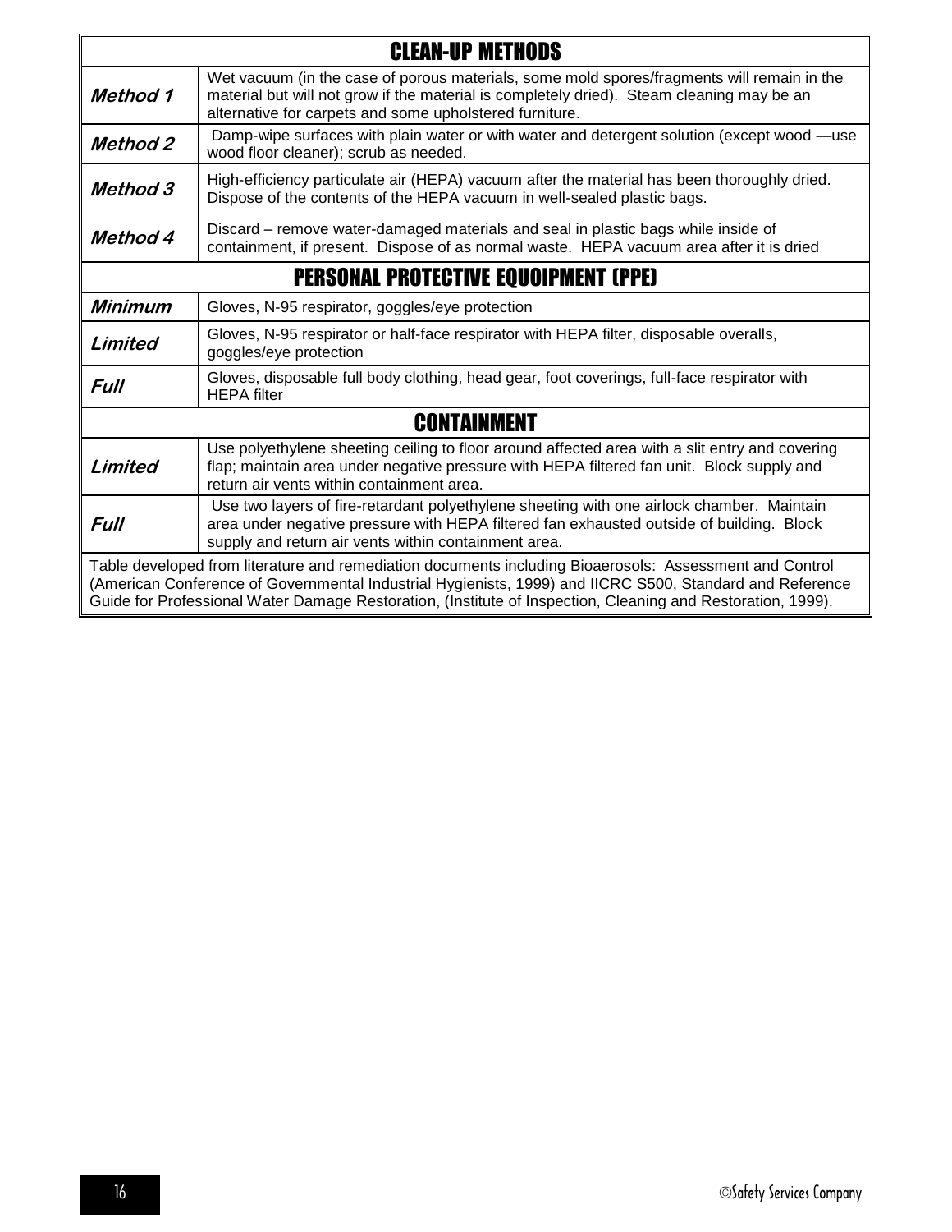| CLEAN-UP METHODS | |
|---|---|
| ***Method 1*** | Wet vacuum (in the case of porous materials, some mold spores/fragments will remain in the material but will not grow if the material is completely dried). Steam cleaning may be an alternative for carpets and some upholstered furniture. |
| ***Method 2*** | Damp-wipe surfaces with plain water or with water and detergent solution (except wood —use wood floor cleaner); scrub as needed. |
| ***Method 3*** | High-efficiency particulate air (HEPA) vacuum after the material has been thoroughly dried. Dispose of the contents of the HEPA vacuum in well-sealed plastic bags. |
| ***Method 4*** | Discard – remove water-damaged materials and seal in plastic bags while inside of containment, if present. Dispose of as normal waste. HEPA vacuum area after it is dried |
| **PERSONAL PROTECTIVE EQUOIPMENT (PPE)** | |
| ***Minimum*** | Gloves, N-95 respirator, goggles/eye protection |
| ***Limited*** | Gloves, N-95 respirator or half-face respirator with HEPA filter, disposable overalls, goggles/eye protection |
| ***Full*** | Gloves, disposable full body clothing, head gear, foot coverings, full-face respirator with HEPA filter |
| **CONTAINMENT** | |
| ***Limited*** | Use polyethylene sheeting ceiling to floor around affected area with a slit entry and covering flap; maintain area under negative pressure with HEPA filtered fan unit. Block supply and return air vents within containment area. |
| ***Full*** | Use two layers of fire-retardant polyethylene sheeting with one airlock chamber. Maintain area under negative pressure with HEPA filtered fan exhausted outside of building. Block supply and return air vents within containment area. |

Table developed from literature and remediation documents including Bioaerosols: Assessment and Control (American Conference of Governmental Industrial Hygienists, 1999) and IICRC S500, Standard and Reference Guide for Professional Water Damage Restoration, (Institute of Inspection, Cleaning and Restoration, 1999).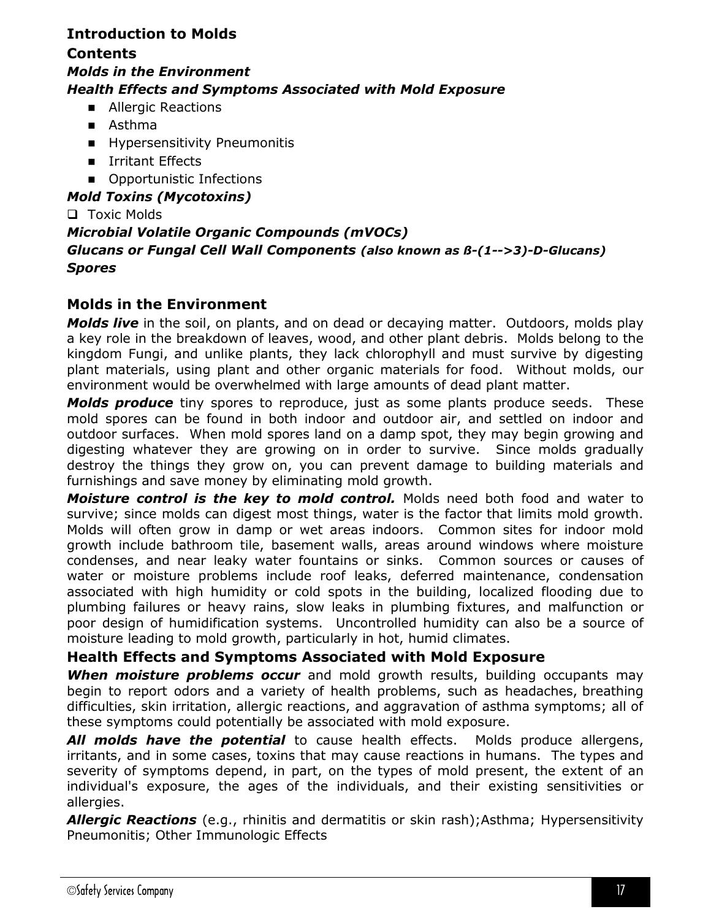## Introduction to Molds

**Contents**

***Molds in the Environment***

***Health Effects and Symptoms Associated with Mold Exposure***

- Allergic Reactions
- Asthma
- Hypersensitivity Pneumonitis
- Irritant Effects
- Opportunistic Infections

***Mold Toxins (Mycotoxins)***

- Toxic Molds

***Microbial Volatile Organic Compounds (mVOCs)***

***Glucans or Fungal Cell Wall Components*** ***(also known as ß-(1-->3)-D-Glucans)***

***Spores***

### Molds in the Environment

***Molds live*** in the soil, on plants, and on dead or decaying matter. Outdoors, molds play a key role in the breakdown of leaves, wood, and other plant debris. Molds belong to the kingdom Fungi, and unlike plants, they lack chlorophyll and must survive by digesting plant materials, using plant and other organic materials for food. Without molds, our environment would be overwhelmed with large amounts of dead plant matter.

***Molds produce*** tiny spores to reproduce, just as some plants produce seeds. These mold spores can be found in both indoor and outdoor air, and settled on indoor and outdoor surfaces. When mold spores land on a damp spot, they may begin growing and digesting whatever they are growing on in order to survive. Since molds gradually destroy the things they grow on, you can prevent damage to building materials and furnishings and save money by eliminating mold growth.

***Moisture control is the key to mold control.*** Molds need both food and water to survive; since molds can digest most things, water is the factor that limits mold growth. Molds will often grow in damp or wet areas indoors. Common sites for indoor mold growth include bathroom tile, basement walls, areas around windows where moisture condenses, and near leaky water fountains or sinks. Common sources or causes of water or moisture problems include roof leaks, deferred maintenance, condensation associated with high humidity or cold spots in the building, localized flooding due to plumbing failures or heavy rains, slow leaks in plumbing fixtures, and malfunction or poor design of humidification systems. Uncontrolled humidity can also be a source of moisture leading to mold growth, particularly in hot, humid climates.

### Health Effects and Symptoms Associated with Mold Exposure

***When moisture problems occur*** and mold growth results, building occupants may begin to report odors and a variety of health problems, such as headaches, breathing difficulties, skin irritation, allergic reactions, and aggravation of asthma symptoms; all of these symptoms could potentially be associated with mold exposure.

***All molds have the potential*** to cause health effects. Molds produce allergens, irritants, and in some cases, toxins that may cause reactions in humans. The types and severity of symptoms depend, in part, on the types of mold present, the extent of an individual's exposure, the ages of the individuals, and their existing sensitivities or allergies.

***Allergic Reactions*** (e.g., rhinitis and dermatitis or skin rash);Asthma; Hypersensitivity Pneumonitis; Other Immunologic Effects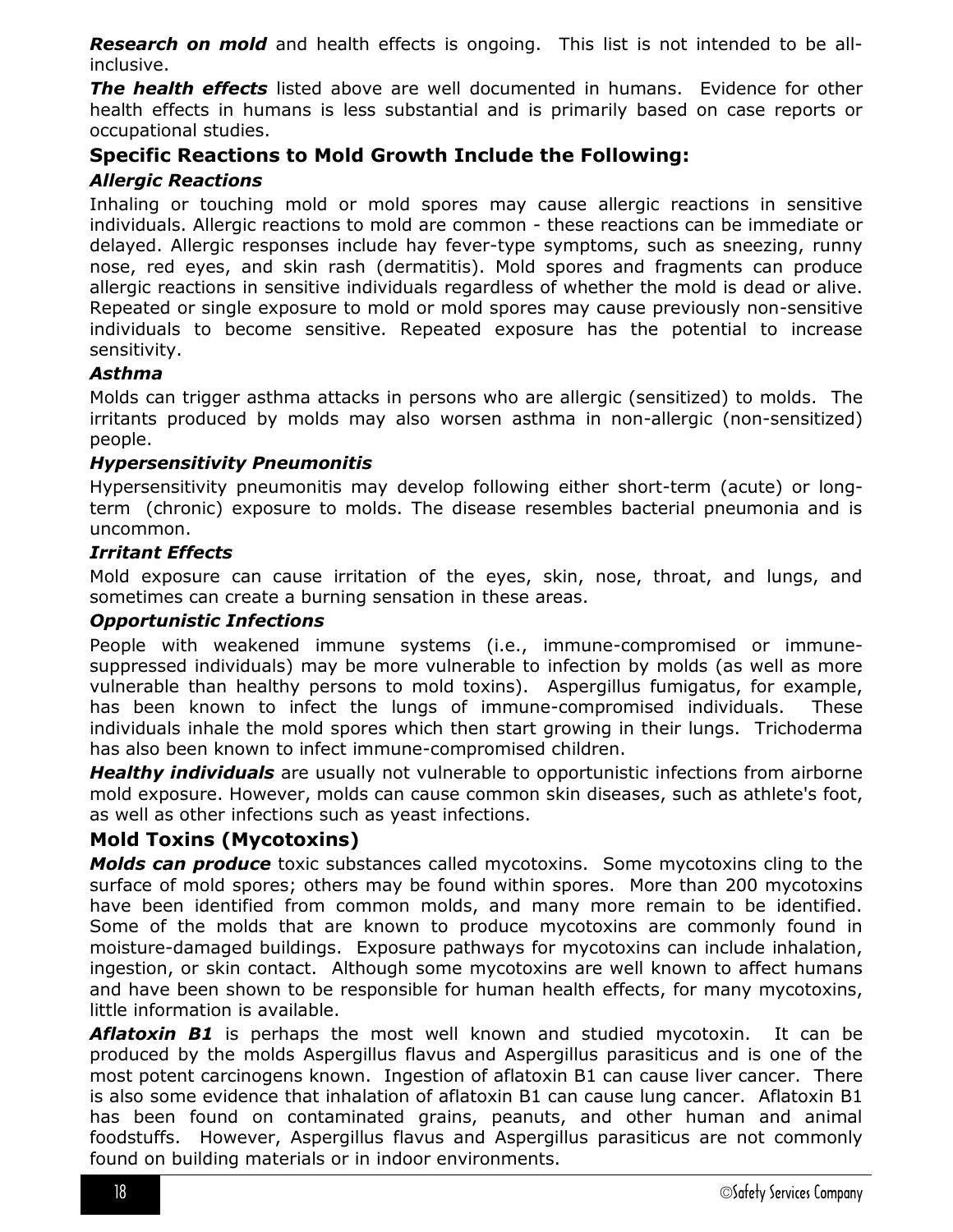***Research on mold*** and health effects is ongoing. This list is not intended to be all-inclusive.

***The health effects*** listed above are well documented in humans. Evidence for other health effects in humans is less substantial and is primarily based on case reports or occupational studies.

## Specific Reactions to Mold Growth Include the Following:

### *Allergic Reactions*

Inhaling or touching mold or mold spores may cause allergic reactions in sensitive individuals. Allergic reactions to mold are common - these reactions can be immediate or delayed. Allergic responses include hay fever-type symptoms, such as sneezing, runny nose, red eyes, and skin rash (dermatitis). Mold spores and fragments can produce allergic reactions in sensitive individuals regardless of whether the mold is dead or alive. Repeated or single exposure to mold or mold spores may cause previously non-sensitive individuals to become sensitive. Repeated exposure has the potential to increase sensitivity.

### *Asthma*

Molds can trigger asthma attacks in persons who are allergic (sensitized) to molds. The irritants produced by molds may also worsen asthma in non-allergic (non-sensitized) people.

### *Hypersensitivity Pneumonitis*

Hypersensitivity pneumonitis may develop following either short-term (acute) or long-term (chronic) exposure to molds. The disease resembles bacterial pneumonia and is uncommon.

### *Irritant Effects*

Mold exposure can cause irritation of the eyes, skin, nose, throat, and lungs, and sometimes can create a burning sensation in these areas.

### *Opportunistic Infections*

People with weakened immune systems (i.e., immune-compromised or immune-suppressed individuals) may be more vulnerable to infection by molds (as well as more vulnerable than healthy persons to mold toxins). Aspergillus fumigatus, for example, has been known to infect the lungs of immune-compromised individuals. These individuals inhale the mold spores which then start growing in their lungs. Trichoderma has also been known to infect immune-compromised children.

***Healthy individuals*** are usually not vulnerable to opportunistic infections from airborne mold exposure. However, molds can cause common skin diseases, such as athlete's foot, as well as other infections such as yeast infections.

## Mold Toxins (Mycotoxins)

***Molds can produce*** toxic substances called mycotoxins. Some mycotoxins cling to the surface of mold spores; others may be found within spores. More than 200 mycotoxins have been identified from common molds, and many more remain to be identified. Some of the molds that are known to produce mycotoxins are commonly found in moisture-damaged buildings. Exposure pathways for mycotoxins can include inhalation, ingestion, or skin contact. Although some mycotoxins are well known to affect humans and have been shown to be responsible for human health effects, for many mycotoxins, little information is available.

***Aflatoxin B1*** is perhaps the most well known and studied mycotoxin. It can be produced by the molds Aspergillus flavus and Aspergillus parasiticus and is one of the most potent carcinogens known. Ingestion of aflatoxin B1 can cause liver cancer. There is also some evidence that inhalation of aflatoxin B1 can cause lung cancer. Aflatoxin B1 has been found on contaminated grains, peanuts, and other human and animal foodstuffs. However, Aspergillus flavus and Aspergillus parasiticus are not commonly found on building materials or in indoor environments.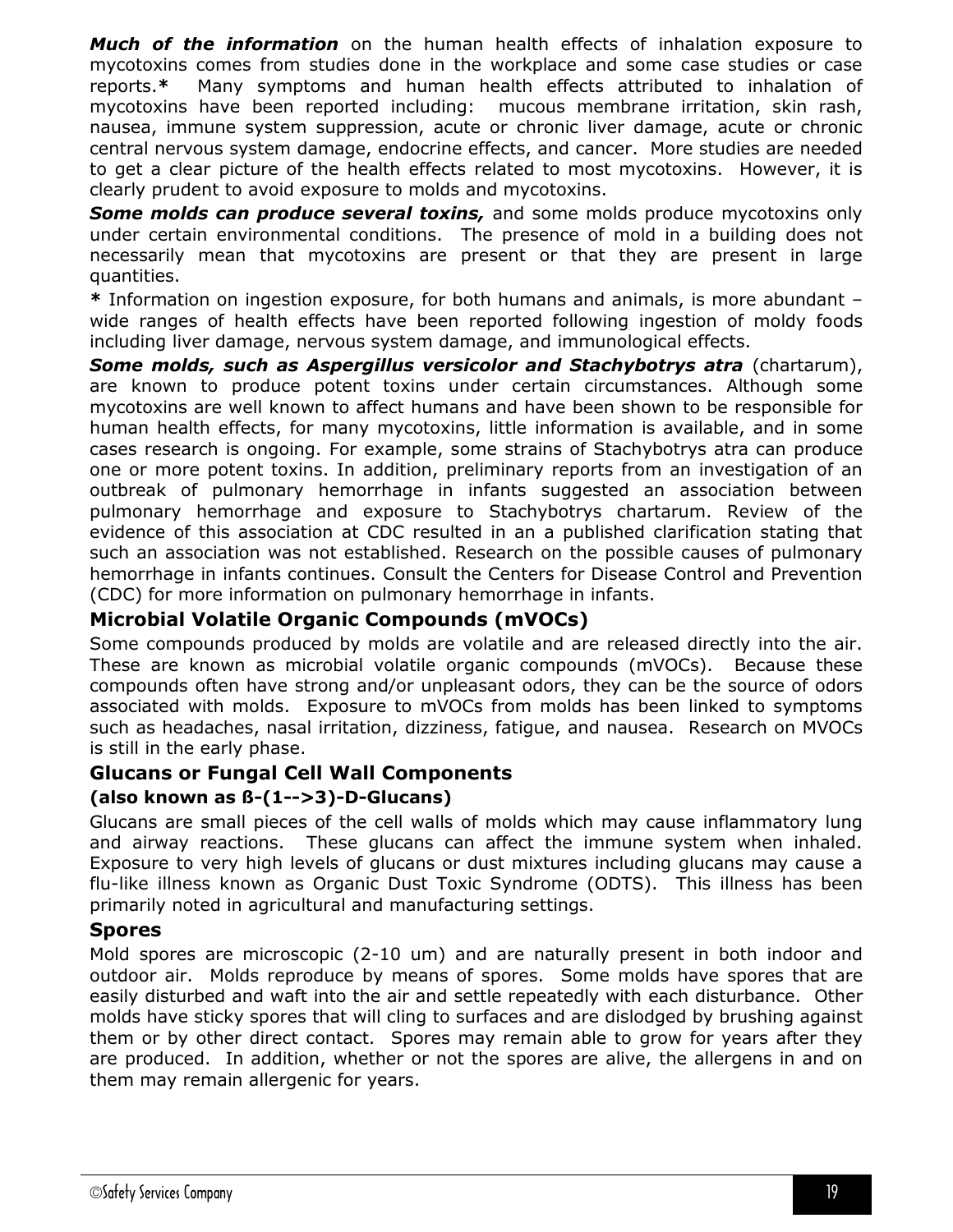***Much of the information*** on the human health effects of inhalation exposure to mycotoxins comes from studies done in the workplace and some case studies or case reports.**\*** Many symptoms and human health effects attributed to inhalation of mycotoxins have been reported including: mucous membrane irritation, skin rash, nausea, immune system suppression, acute or chronic liver damage, acute or chronic central nervous system damage, endocrine effects, and cancer. More studies are needed to get a clear picture of the health effects related to most mycotoxins. However, it is clearly prudent to avoid exposure to molds and mycotoxins.

***Some molds can produce several toxins,*** and some molds produce mycotoxins only under certain environmental conditions. The presence of mold in a building does not necessarily mean that mycotoxins are present or that they are present in large quantities.

**\*** Information on ingestion exposure, for both humans and animals, is more abundant – wide ranges of health effects have been reported following ingestion of moldy foods including liver damage, nervous system damage, and immunological effects.

***Some molds, such as Aspergillus versicolor and Stachybotrys atra*** (chartarum), are known to produce potent toxins under certain circumstances. Although some mycotoxins are well known to affect humans and have been shown to be responsible for human health effects, for many mycotoxins, little information is available, and in some cases research is ongoing. For example, some strains of Stachybotrys atra can produce one or more potent toxins. In addition, preliminary reports from an investigation of an outbreak of pulmonary hemorrhage in infants suggested an association between pulmonary hemorrhage and exposure to Stachybotrys chartarum. Review of the evidence of this association at CDC resulted in an a published clarification stating that such an association was not established. Research on the possible causes of pulmonary hemorrhage in infants continues. Consult the Centers for Disease Control and Prevention (CDC) for more information on pulmonary hemorrhage in infants.

## Microbial Volatile Organic Compounds (mVOCs)

Some compounds produced by molds are volatile and are released directly into the air. These are known as microbial volatile organic compounds (mVOCs). Because these compounds often have strong and/or unpleasant odors, they can be the source of odors associated with molds. Exposure to mVOCs from molds has been linked to symptoms such as headaches, nasal irritation, dizziness, fatigue, and nausea. Research on MVOCs is still in the early phase.

## Glucans or Fungal Cell Wall Components

### (also known as ß-(1-->3)-D-Glucans)

Glucans are small pieces of the cell walls of molds which may cause inflammatory lung and airway reactions. These glucans can affect the immune system when inhaled. Exposure to very high levels of glucans or dust mixtures including glucans may cause a flu-like illness known as Organic Dust Toxic Syndrome (ODTS). This illness has been primarily noted in agricultural and manufacturing settings.

## Spores

Mold spores are microscopic (2-10 um) and are naturally present in both indoor and outdoor air. Molds reproduce by means of spores. Some molds have spores that are easily disturbed and waft into the air and settle repeatedly with each disturbance. Other molds have sticky spores that will cling to surfaces and are dislodged by brushing against them or by other direct contact. Spores may remain able to grow for years after they are produced. In addition, whether or not the spores are alive, the allergens in and on them may remain allergenic for years.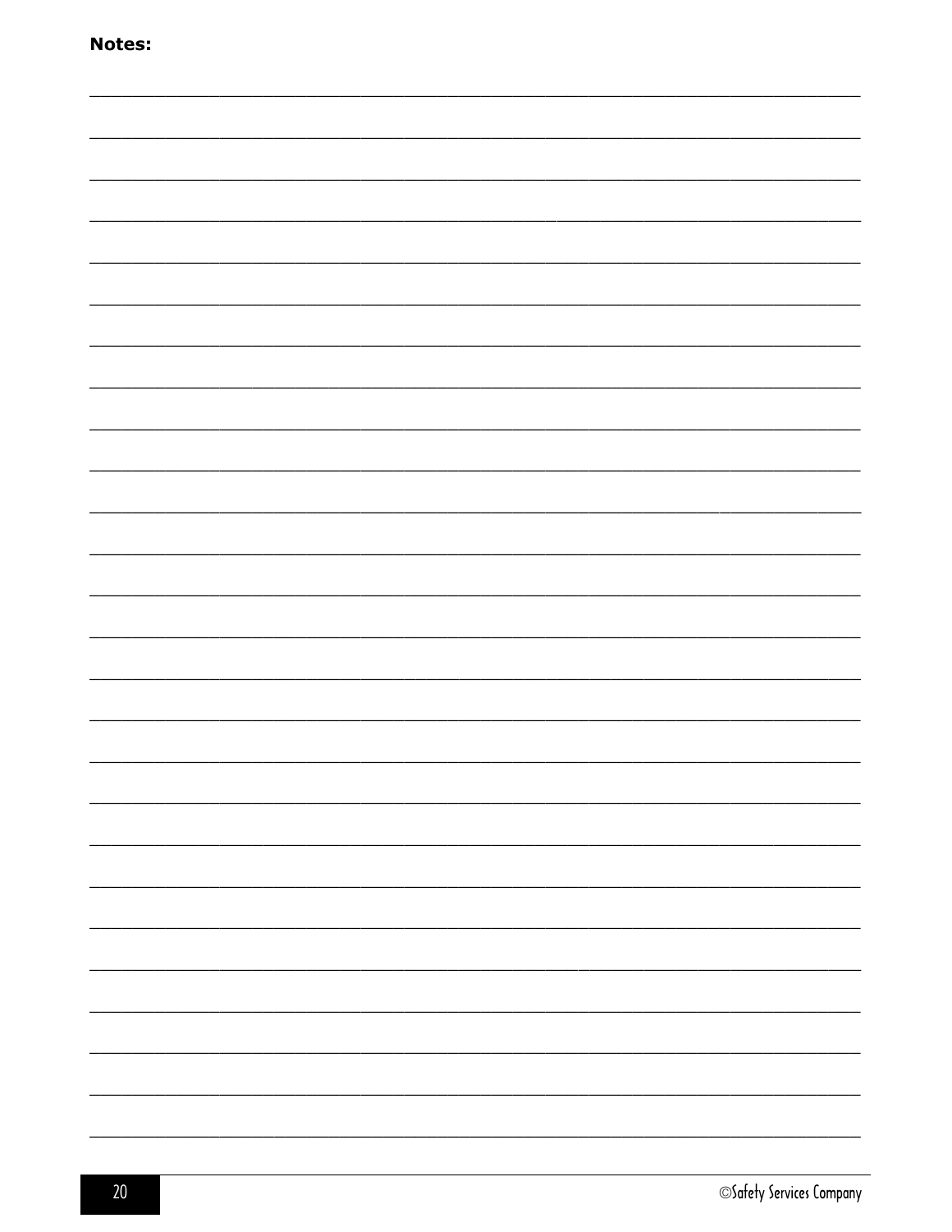**Notes:**